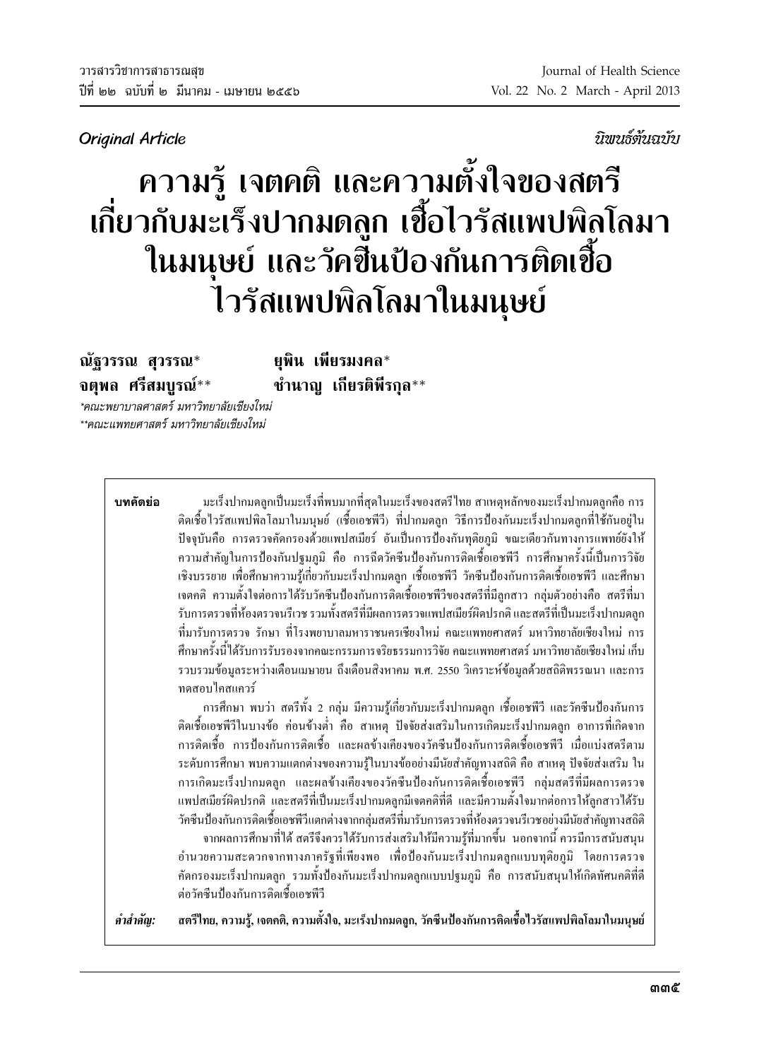*Original Article* — *นิพนธ์ต้นฉบับ*

# ความรู้ เจตคติ และความตั้งใจของสตรีเกี่ยวกับมะเร็งปากมดลูก เชื้อไวรัสแพปพิลโลมาในมนุษย์ และวัคซีนป้องกันการติดเชื้อไวรัสแพปพิลโลมาในมนุษย์

**ณัฐวรรณ สุวรรณ*** **ยุพิน เพียรมงคล***
**จตุพล ศรีสมบูรณ์**** **ชำนาญ เกียรติพีรกุล****

*\*คณะพยาบาลศาสตร์ มหาวิทยาลัยเชียงใหม่*
*\*\*คณะแพทยศาสตร์ มหาวิทยาลัยเชียงใหม่*

**บทคัดย่อ** มะเร็งปากมดลูกเป็นมะเร็งที่พบมากที่สุดในมะเร็งของสตรีไทย สาเหตุหลักของมะเร็งปากมดลูกคือ การติดเชื้อไวรัสแพปพิลโลมาในมนุษย์ (เชื้อเอชพีวี) ที่ปากมดลูก วิธีการป้องกันมะเร็งปากมดลูกที่ใช้กันอยู่ในปัจจุบันคือ การตรวจคัดกรองด้วยแพปสเมียร์ อันเป็นการป้องกันทุติยภูมิ ขณะเดียวกันทางการแพทย์ยังให้ความสำคัญในการป้องกันปฐมภูมิ คือ การฉีดวัคซีนป้องกันการติดเชื้อเอชพีวี การศึกษาครั้งนี้เป็นการวิจัยเชิงบรรยาย เพื่อศึกษาความรู้เกี่ยวกับมะเร็งปากมดลูก เชื้อเอชพีวี วัคซีนป้องกันการติดเชื้อเอชพีวี และศึกษาเจตคติ ความตั้งใจต่อการได้รับวัคซีนป้องกันการติดเชื้อเอชพีวีของสตรีที่มีลูกสาว กลุ่มตัวอย่างคือ สตรีที่มารับการตรวจที่ห้องตรวจนรีเวช รวมทั้งสตรีที่มีผลการตรวจแพปสเมียร์ผิดปรกติ และสตรีที่เป็นมะเร็งปากมดลูกที่มารับการตรวจ รักษา ที่โรงพยาบาลมหาราชนครเชียงใหม่ คณะแพทยศาสตร์ มหาวิทยาลัยเชียงใหม่ การศึกษาครั้งนี้ได้รับการรับรองจากคณะกรรมการจริยธรรมการวิจัย คณะแพทยศาสตร์ มหาวิทยาลัยเชียงใหม่ เก็บรวบรวมข้อมูลระหว่างเดือนเมษายน ถึงเดือนสิงหาคม พ.ศ. 2550 วิเคราะห์ข้อมูลด้วยสถิติพรรณนา และการทดสอบไคสแควร์

การศึกษา พบว่า สตรีทั้ง 2 กลุ่ม มีความรู้เกี่ยวกับมะเร็งปากมดลูก เชื้อเอชพีวี และวัคซีนป้องกันการติดเชื้อเอชพีวีในบางข้อ ค่อนข้างต่ำ คือ สาเหตุ ปัจจัยส่งเสริมในการเกิดมะเร็งปากมดลูก อาการที่เกิดจากการติดเชื้อ การป้องกันการติดเชื้อ และผลข้างเคียงของวัคซีนป้องกันการติดเชื้อเอชพีวี เมื่อแบ่งสตรีตามระดับการศึกษา พบความแตกต่างของความรู้ในบางข้ออย่างมีนัยสำคัญทางสถิติ คือ สาเหตุ ปัจจัยส่งเสริม ในการเกิดมะเร็งปากมดลูก และผลข้างเคียงของวัคซีนป้องกันการติดเชื้อเอชพีวี กลุ่มสตรีที่มีผลการตรวจแพปสเมียร์ผิดปรกติ และสตรีที่เป็นมะเร็งปากมดลูกมีเจตคติที่ดี และมีความตั้งใจมากต่อการให้ลูกสาวได้รับวัคซีนป้องกันการติดเชื้อเอชพีวีแตกต่างจากกลุ่มสตรีที่มารับการตรวจที่ห้องตรวจนรีเวชอย่างมีนัยสำคัญทางสถิติ

จากผลการศึกษาที่ได้ สตรีจึงควรได้รับการส่งเสริมให้มีความรู้ที่มากขึ้น นอกจากนี้ ควรมีการสนับสนุนอำนวยความสะดวกจากทางภาครัฐที่เพียงพอ เพื่อป้องกันมะเร็งปากมดลูกแบบทุติยภูมิ โดยการตรวจคัดกรองมะเร็งปากมดลูก รวมทั้งป้องกันมะเร็งปากมดลูกแบบปฐมภูมิ คือ การสนับสนุนให้เกิดทัศนคติที่ดีต่อวัคซีนป้องกันการติดเชื้อเอชพีวี

***คำสำคัญ:*** **สตรีไทย, ความรู้, เจตคติ, ความตั้งใจ, มะเร็งปากมดลูก, วัคซีนป้องกันการติดเชื้อไวรัสแพปพิลโลมาในมนุษย์**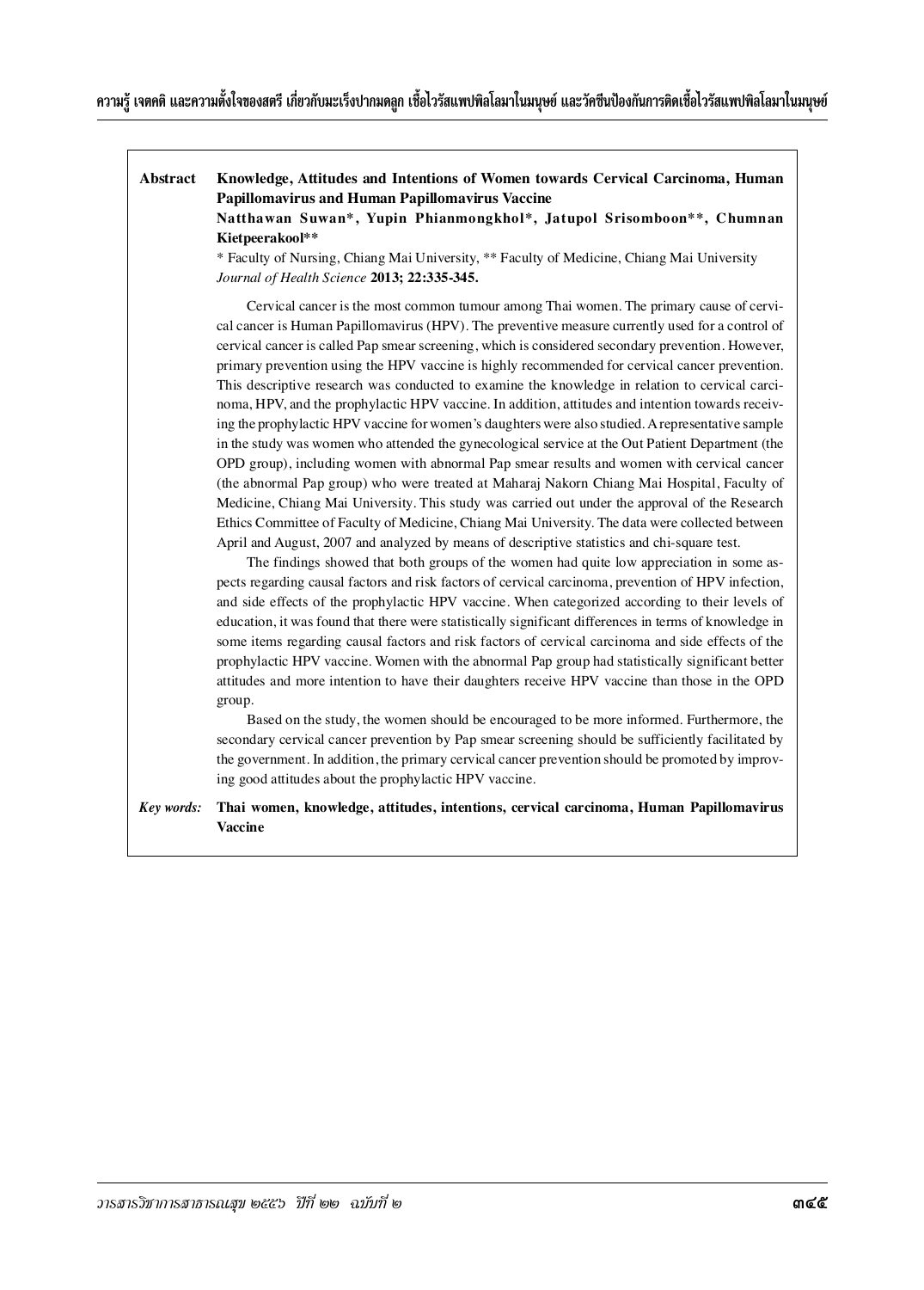**Abstract** **Knowledge, Attitudes and Intentions of Women towards Cervical Carcinoma, Human Papillomavirus and Human Papillomavirus Vaccine**

**Natthawan Suwan*, Yupin Phianmongkhol*, Jatupol Srisomboon**, Chumnan Kietpeerakool****

\* Faculty of Nursing, Chiang Mai University, ** Faculty of Medicine, Chiang Mai University

*Journal of Health Science* **2013; 22:335-345.**

Cervical cancer is the most common tumour among Thai women. The primary cause of cervical cancer is Human Papillomavirus (HPV). The preventive measure currently used for a control of cervical cancer is called Pap smear screening, which is considered secondary prevention. However, primary prevention using the HPV vaccine is highly recommended for cervical cancer prevention. This descriptive research was conducted to examine the knowledge in relation to cervical carcinoma, HPV, and the prophylactic HPV vaccine. In addition, attitudes and intention towards receiving the prophylactic HPV vaccine for women's daughters were also studied. A representative sample in the study was women who attended the gynecological service at the Out Patient Department (the OPD group), including women with abnormal Pap smear results and women with cervical cancer (the abnormal Pap group) who were treated at Maharaj Nakorn Chiang Mai Hospital, Faculty of Medicine, Chiang Mai University. This study was carried out under the approval of the Research Ethics Committee of Faculty of Medicine, Chiang Mai University. The data were collected between April and August, 2007 and analyzed by means of descriptive statistics and chi-square test.

The findings showed that both groups of the women had quite low appreciation in some aspects regarding causal factors and risk factors of cervical carcinoma, prevention of HPV infection, and side effects of the prophylactic HPV vaccine. When categorized according to their levels of education, it was found that there were statistically significant differences in terms of knowledge in some items regarding causal factors and risk factors of cervical carcinoma and side effects of the prophylactic HPV vaccine. Women with the abnormal Pap group had statistically significant better attitudes and more intention to have their daughters receive HPV vaccine than those in the OPD group.

Based on the study, the women should be encouraged to be more informed. Furthermore, the secondary cervical cancer prevention by Pap smear screening should be sufficiently facilitated by the government. In addition, the primary cervical cancer prevention should be promoted by improving good attitudes about the prophylactic HPV vaccine.

*Key words:* **Thai women, knowledge, attitudes, intentions, cervical carcinoma, Human Papillomavirus Vaccine**